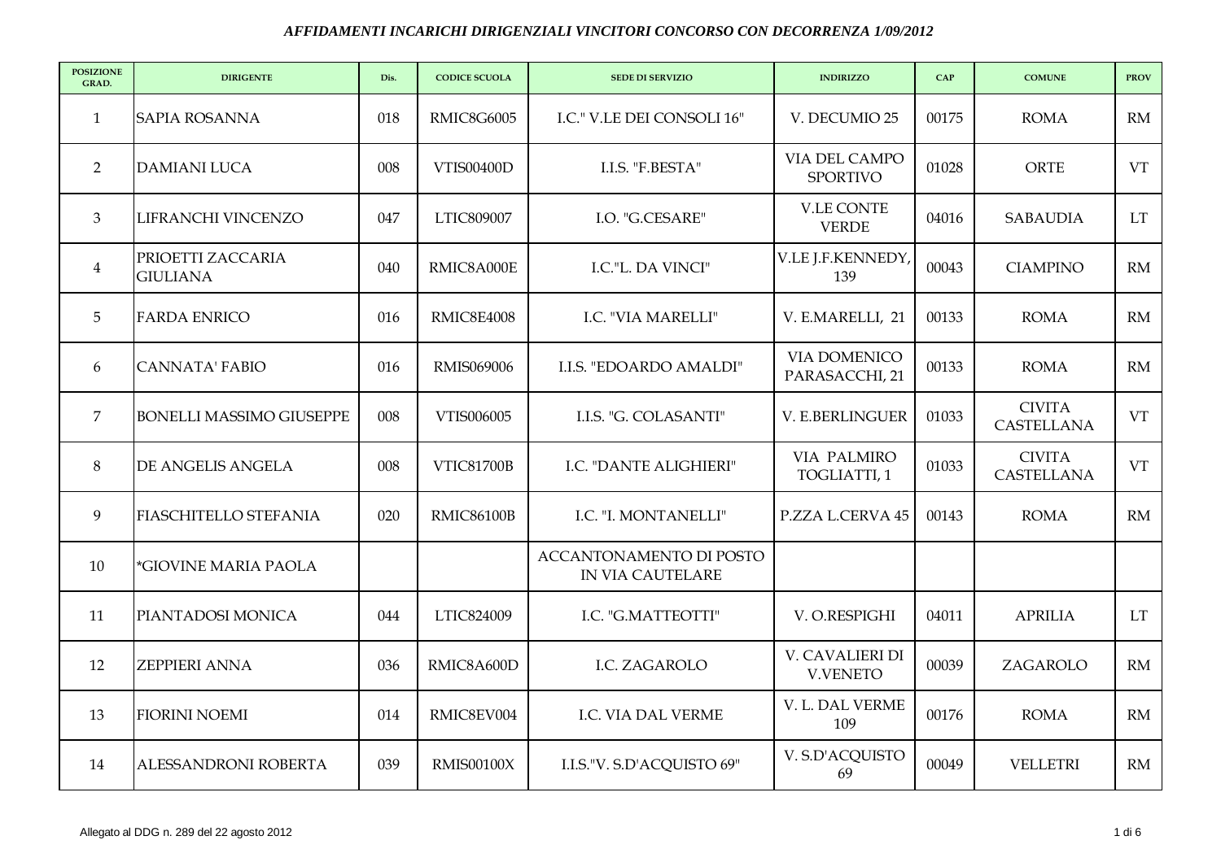*AFFIDAMENTI INCARICHI DIRIGENZIALI VINCITORI CONCORSO CON DECORRENZA 1/09/2012*

| POSIZIONE GRAD. | DIRIGENTE | Dis. | CODICE SCUOLA | SEDE DI SERVIZIO | INDIRIZZO | CAP | COMUNE | PROV |
|---|---|---|---|---|---|---|---|---|
| 1 | SAPIA ROSANNA | 018 | RMIC8G6005 | I.C." V.LE DEI CONSOLI 16" | V. DECUMIO 25 | 00175 | ROMA | RM |
| 2 | DAMIANI LUCA | 008 | VTIS00400D | I.I.S. "F.BESTA" | VIA DEL CAMPO SPORTIVO | 01028 | ORTE | VT |
| 3 | LIFRANCHI VINCENZO | 047 | LTIC809007 | I.O. "G.CESARE" | V.LE CONTE VERDE | 04016 | SABAUDIA | LT |
| 4 | PRIOETTI ZACCARIA GIULIANA | 040 | RMIC8A000E | I.C."L. DA VINCI" | V.LE J.F.KENNEDY, 139 | 00043 | CIAMPINO | RM |
| 5 | FARDA ENRICO | 016 | RMIC8E4008 | I.C. "VIA MARELLI" | V. E.MARELLI, 21 | 00133 | ROMA | RM |
| 6 | CANNATA' FABIO | 016 | RMIS069006 | I.I.S. "EDOARDO AMALDI" | VIA DOMENICO PARASACCHI, 21 | 00133 | ROMA | RM |
| 7 | BONELLI MASSIMO GIUSEPPE | 008 | VTIS006005 | I.I.S. "G. COLASANTI" | V. E.BERLINGUER | 01033 | CIVITA CASTELLANA | VT |
| 8 | DE ANGELIS ANGELA | 008 | VTIC81700B | I.C. "DANTE ALIGHIERI" | VIA PALMIRO TOGLIATTI, 1 | 01033 | CIVITA CASTELLANA | VT |
| 9 | FIASCHITELLO STEFANIA | 020 | RMIC86100B | I.C. "I. MONTANELLI" | P.ZZA L.CERVA 45 | 00143 | ROMA | RM |
| 10 | *GIOVINE MARIA PAOLA | | | ACCANTONAMENTO DI POSTO IN VIA CAUTELARE | | | | |
| 11 | PIANTADOSI MONICA | 044 | LTIC824009 | I.C. "G.MATTEOTTI" | V. O.RESPIGHI | 04011 | APRILIA | LT |
| 12 | ZEPPIERI ANNA | 036 | RMIC8A600D | I.C. ZAGAROLO | V. CAVALIERI DI V.VENETO | 00039 | ZAGAROLO | RM |
| 13 | FIORINI NOEMI | 014 | RMIC8EV004 | I.C. VIA DAL VERME | V. L. DAL VERME 109 | 00176 | ROMA | RM |
| 14 | ALESSANDRONI ROBERTA | 039 | RMIS00100X | I.I.S."V. S.D'ACQUISTO 69" | V. S.D'ACQUISTO 69 | 00049 | VELLETRI | RM |

Allegato al DDG n. 289 del 22 agosto 2012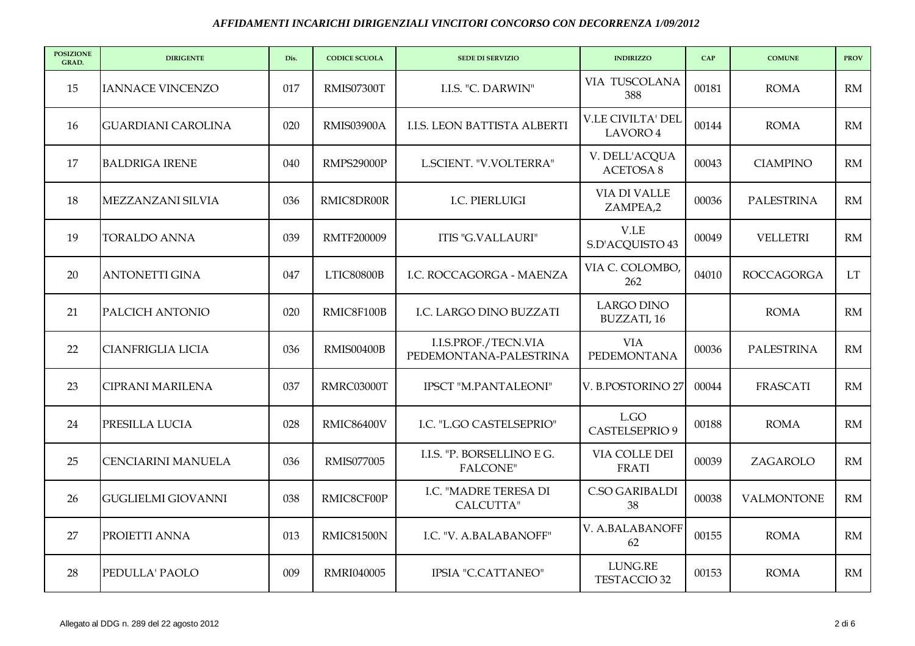*AFFIDAMENTI INCARICHI DIRIGENZIALI VINCITORI CONCORSO CON DECORRENZA 1/09/2012*

| POSIZIONE GRAD. | DIRIGENTE | Dis. | CODICE SCUOLA | SEDE DI SERVIZIO | INDIRIZZO | CAP | COMUNE | PROV |
|---|---|---|---|---|---|---|---|---|
| 15 | IANNACE VINCENZO | 017 | RMIS07300T | I.I.S. "C. DARWIN" | VIA TUSCOLANA 388 | 00181 | ROMA | RM |
| 16 | GUARDIANI CAROLINA | 020 | RMIS03900A | I.I.S. LEON BATTISTA ALBERTI | V.LE CIVILTA' DEL LAVORO 4 | 00144 | ROMA | RM |
| 17 | BALDRIGA IRENE | 040 | RMPS29000P | L.SCIENT. "V.VOLTERRA" | V. DELL'ACQUA ACETOSA 8 | 00043 | CIAMPINO | RM |
| 18 | MEZZANZANI SILVIA | 036 | RMIC8DR00R | I.C. PIERLUIGI | VIA DI VALLE ZAMPEA,2 | 00036 | PALESTRINA | RM |
| 19 | TORALDO ANNA | 039 | RMTF200009 | ITIS "G.VALLAURI" | V.LE S.D'ACQUISTO 43 | 00049 | VELLETRI | RM |
| 20 | ANTONETTI GINA | 047 | LTIC80800B | I.C. ROCCAGORGA - MAENZA | VIA C. COLOMBO, 262 | 04010 | ROCCAGORGA | LT |
| 21 | PALCICH ANTONIO | 020 | RMIC8F100B | I.C. LARGO DINO BUZZATI | LARGO DINO BUZZATI, 16 | | ROMA | RM |
| 22 | CIANFRIGLIA LICIA | 036 | RMIS00400B | I.I.S.PROF./TECN.VIA PEDEMONTANA-PALESTRINA | VIA PEDEMONTANA | 00036 | PALESTRINA | RM |
| 23 | CIPRANI MARILENA | 037 | RMRC03000T | IPSCT "M.PANTALEONI" | V. B.POSTORINO 27 | 00044 | FRASCATI | RM |
| 24 | PRESILLA LUCIA | 028 | RMIC86400V | I.C. "L.GO CASTELSEPRIO" | L.GO CASTELSEPRIO 9 | 00188 | ROMA | RM |
| 25 | CENCIARINI MANUELA | 036 | RMIS077005 | I.I.S. "P. BORSELLINO E G. FALCONE" | VIA COLLE DEI FRATI | 00039 | ZAGAROLO | RM |
| 26 | GUGLIELMI GIOVANNI | 038 | RMIC8CF00P | I.C. "MADRE TERESA DI CALCUTTA" | C.SO GARIBALDI 38 | 00038 | VALMONTONE | RM |
| 27 | PROIETTI ANNA | 013 | RMIC81500N | I.C. "V. A.BALABANOFF" | V. A.BALABANOFF 62 | 00155 | ROMA | RM |
| 28 | PEDULLA' PAOLO | 009 | RMRI040005 | IPSIA "C.CATTANEO" | LUNG.RE TESTACCIO 32 | 00153 | ROMA | RM |

Allegato al DDG n. 289 del 22 agosto 2012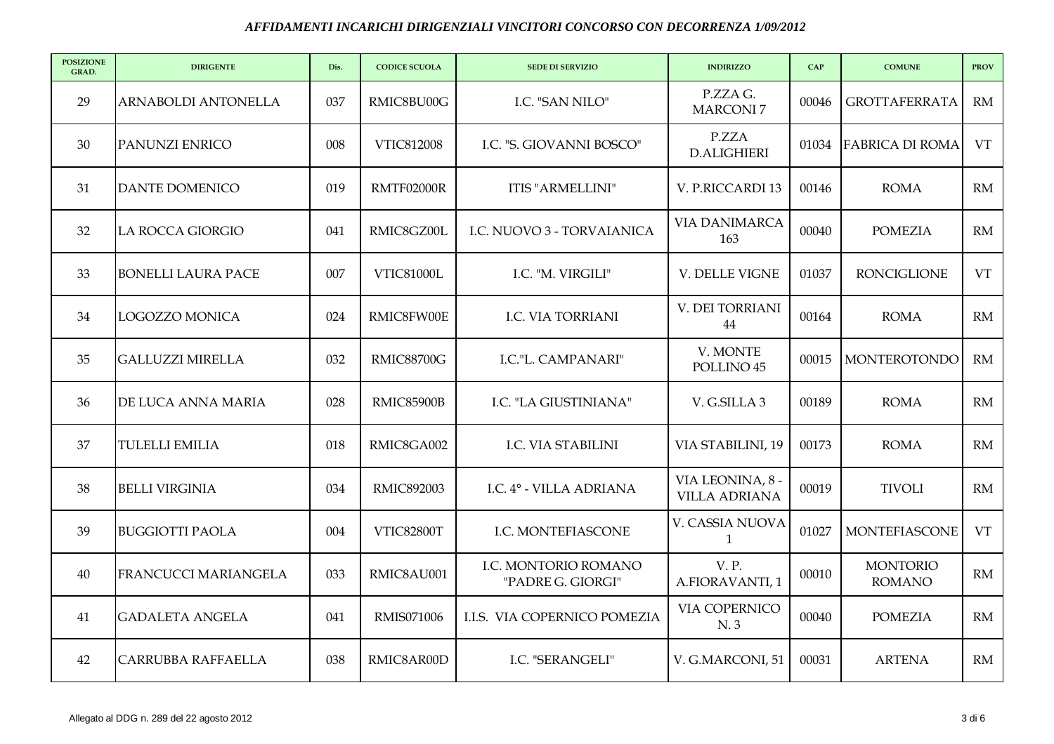## *AFFIDAMENTI INCARICHI DIRIGENZIALI VINCITORI CONCORSO CON DECORRENZA 1/09/2012*

| POSIZIONE GRAD. | DIRIGENTE | Dis. | CODICE SCUOLA | SEDE DI SERVIZIO | INDIRIZZO | CAP | COMUNE | PROV |
|---|---|---|---|---|---|---|---|---|
| 29 | ARNABOLDI ANTONELLA | 037 | RMIC8BU00G | I.C. "SAN NILO" | P.ZZA G. MARCONI 7 | 00046 | GROTTAFERRATA | RM |
| 30 | PANUNZI ENRICO | 008 | VTIC812008 | I.C. "S. GIOVANNI BOSCO" | P.ZZA D.ALIGHIERI | 01034 | FABRICA DI ROMA | VT |
| 31 | DANTE DOMENICO | 019 | RMTF02000R | ITIS "ARMELLINI" | V. P.RICCARDI 13 | 00146 | ROMA | RM |
| 32 | LA ROCCA GIORGIO | 041 | RMIC8GZ00L | I.C. NUOVO 3 - TORVAIANICA | VIA DANIMARCA 163 | 00040 | POMEZIA | RM |
| 33 | BONELLI LAURA PACE | 007 | VTIC81000L | I.C. "M. VIRGILI" | V. DELLE VIGNE | 01037 | RONCIGLIONE | VT |
| 34 | LOGOZZO MONICA | 024 | RMIC8FW00E | I.C. VIA TORRIANI | V. DEI TORRIANI 44 | 00164 | ROMA | RM |
| 35 | GALLUZZI MIRELLA | 032 | RMIC88700G | I.C."L. CAMPANARI" | V. MONTE POLLINO 45 | 00015 | MONTEROTONDO | RM |
| 36 | DE LUCA ANNA MARIA | 028 | RMIC85900B | I.C. "LA GIUSTINIANA" | V. G.SILLA 3 | 00189 | ROMA | RM |
| 37 | TULELLI EMILIA | 018 | RMIC8GA002 | I.C. VIA STABILINI | VIA STABILINI, 19 | 00173 | ROMA | RM |
| 38 | BELLI VIRGINIA | 034 | RMIC892003 | I.C. 4° - VILLA ADRIANA | VIA LEONINA, 8 - VILLA ADRIANA | 00019 | TIVOLI | RM |
| 39 | BUGGIOTTI PAOLA | 004 | VTIC82800T | I.C. MONTEFIASCONE | V. CASSIA NUOVA 1 | 01027 | MONTEFIASCONE | VT |
| 40 | FRANCUCCI MARIANGELA | 033 | RMIC8AU001 | I.C. MONTORIO ROMANO "PADRE G. GIORGI" | V. P. A.FIORAVANTI, 1 | 00010 | MONTORIO ROMANO | RM |
| 41 | GADALETA ANGELA | 041 | RMIS071006 | I.I.S. VIA COPERNICO POMEZIA | VIA COPERNICO N. 3 | 00040 | POMEZIA | RM |
| 42 | CARRUBBA RAFFAELLA | 038 | RMIC8AR00D | I.C. "SERANGELI" | V. G.MARCONI, 51 | 00031 | ARTENA | RM |

Allegato al DDG n. 289 del 22 agosto 2012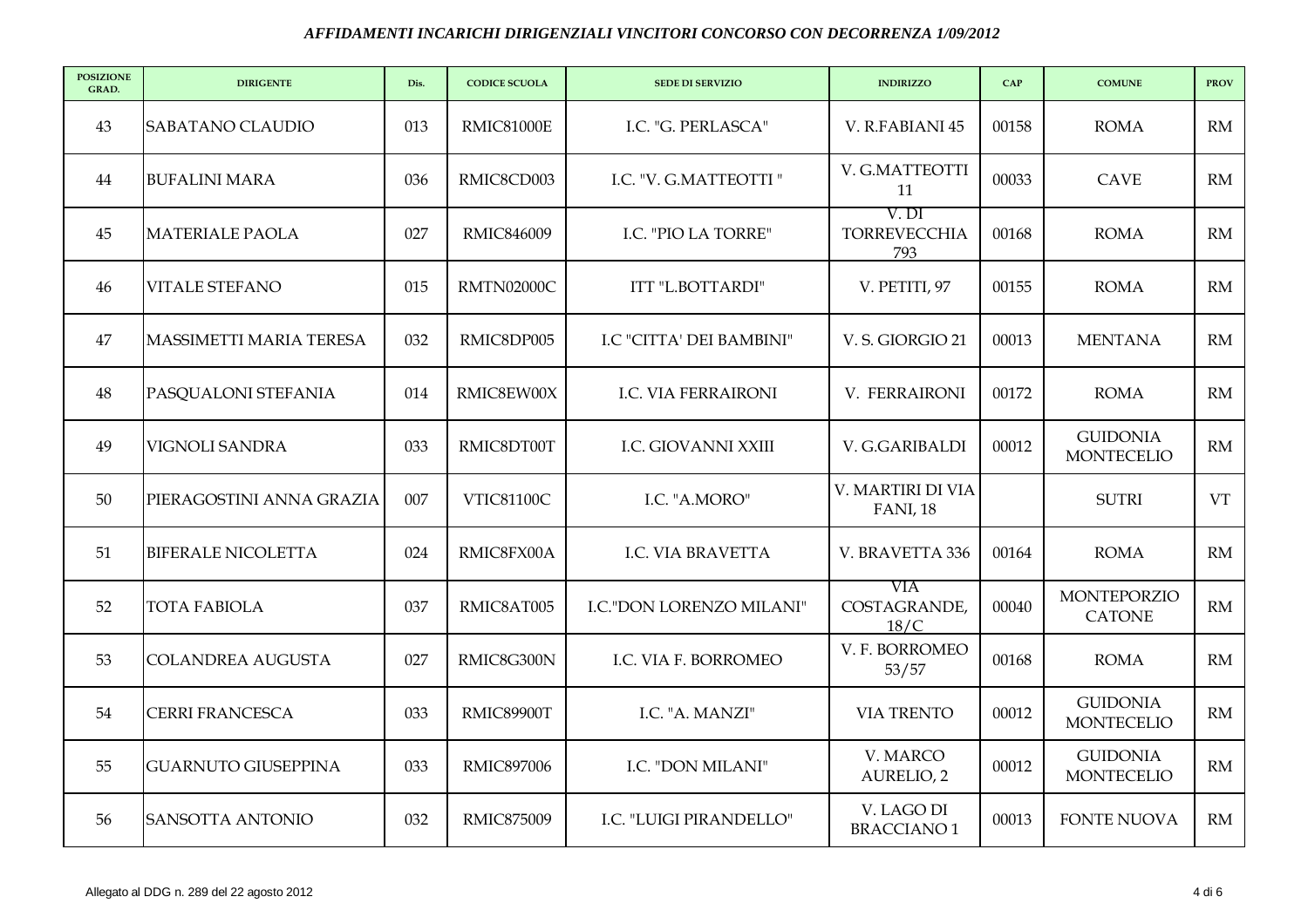*AFFIDAMENTI INCARICHI DIRIGENZIALI VINCITORI CONCORSO CON DECORRENZA 1/09/2012*

| POSIZIONE GRAD. | DIRIGENTE | Dis. | CODICE SCUOLA | SEDE DI SERVIZIO | INDIRIZZO | CAP | COMUNE | PROV |
|---|---|---|---|---|---|---|---|---|
| 43 | SABATANO CLAUDIO | 013 | RMIC81000E | I.C. "G. PERLASCA" | V. R.FABIANI 45 | 00158 | ROMA | RM |
| 44 | BUFALINI MARA | 036 | RMIC8CD003 | I.C. "V. G.MATTEOTTI " | V. G.MATTEOTTI 11 | 00033 | CAVE | RM |
| 45 | MATERIALE PAOLA | 027 | RMIC846009 | I.C. "PIO LA TORRE" | V. DI TORREVECCHIA 793 | 00168 | ROMA | RM |
| 46 | VITALE STEFANO | 015 | RMTN02000C | ITT "L.BOTTARDI" | V. PETITI, 97 | 00155 | ROMA | RM |
| 47 | MASSIMETTI MARIA TERESA | 032 | RMIC8DP005 | I.C "CITTA' DEI BAMBINI" | V. S. GIORGIO 21 | 00013 | MENTANA | RM |
| 48 | PASQUALONI STEFANIA | 014 | RMIC8EW00X | I.C. VIA FERRAIRONI | V. FERRAIRONI | 00172 | ROMA | RM |
| 49 | VIGNOLI SANDRA | 033 | RMIC8DT00T | I.C. GIOVANNI XXIII | V. G.GARIBALDI | 00012 | GUIDONIA MONTECELIO | RM |
| 50 | PIERAGOSTINI ANNA GRAZIA | 007 | VTIC81100C | I.C. "A.MORO" | V. MARTIRI DI VIA FANI, 18 | | SUTRI | VT |
| 51 | BIFERALE NICOLETTA | 024 | RMIC8FX00A | I.C. VIA BRAVETTA | V. BRAVETTA 336 | 00164 | ROMA | RM |
| 52 | TOTA FABIOLA | 037 | RMIC8AT005 | I.C."DON LORENZO MILANI" | VIA COSTAGRANDE, 18/C | 00040 | MONTEPORZIO CATONE | RM |
| 53 | COLANDREA AUGUSTA | 027 | RMIC8G300N | I.C. VIA F. BORROMEO | V. F. BORROMEO 53/57 | 00168 | ROMA | RM |
| 54 | CERRI FRANCESCA | 033 | RMIC89900T | I.C. "A. MANZI" | VIA TRENTO | 00012 | GUIDONIA MONTECELIO | RM |
| 55 | GUARNUTO GIUSEPPINA | 033 | RMIC897006 | I.C. "DON MILANI" | V. MARCO AURELIO, 2 | 00012 | GUIDONIA MONTECELIO | RM |
| 56 | SANSOTTA ANTONIO | 032 | RMIC875009 | I.C. "LUIGI PIRANDELLO" | V. LAGO DI BRACCIANO 1 | 00013 | FONTE NUOVA | RM |

Allegato al DDG n. 289 del 22 agosto 2012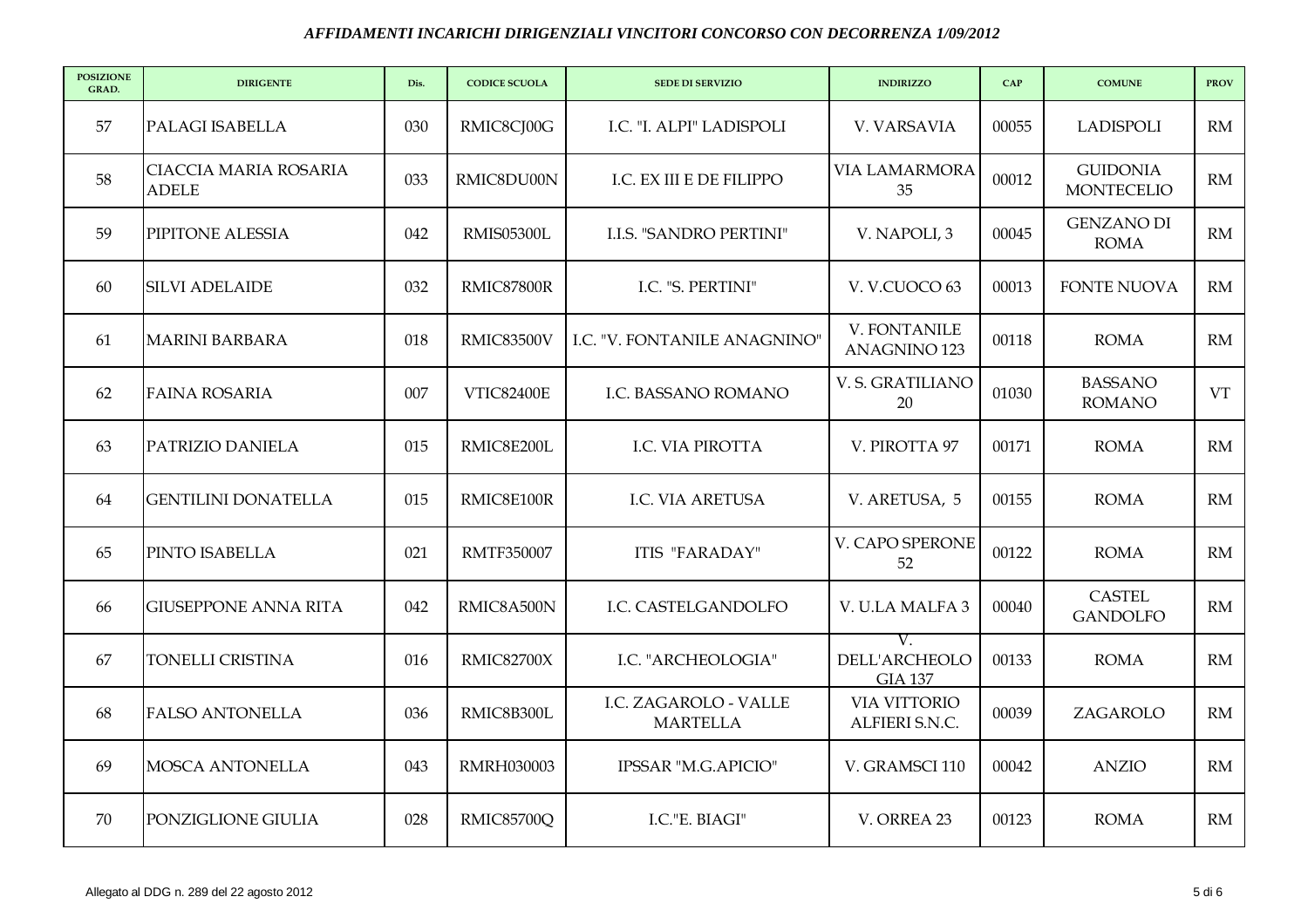*AFFIDAMENTI INCARICHI DIRIGENZIALI VINCITORI CONCORSO CON DECORRENZA 1/09/2012*

| POSIZIONE GRAD. | DIRIGENTE | Dis. | CODICE SCUOLA | SEDE DI SERVIZIO | INDIRIZZO | CAP | COMUNE | PROV |
|---|---|---|---|---|---|---|---|---|
| 57 | PALAGI ISABELLA | 030 | RMIC8CJ00G | I.C. "I. ALPI" LADISPOLI | V. VARSAVIA | 00055 | LADISPOLI | RM |
| 58 | CIACCIA MARIA ROSARIA ADELE | 033 | RMIC8DU00N | I.C. EX III E DE FILIPPO | VIA LAMARMORA 35 | 00012 | GUIDONIA MONTECELIO | RM |
| 59 | PIPITONE ALESSIA | 042 | RMIS05300L | I.I.S. "SANDRO PERTINI" | V. NAPOLI, 3 | 00045 | GENZANO DI ROMA | RM |
| 60 | SILVI ADELAIDE | 032 | RMIC87800R | I.C. "S. PERTINI" | V. V.CUOCO 63 | 00013 | FONTE NUOVA | RM |
| 61 | MARINI BARBARA | 018 | RMIC83500V | I.C. "V. FONTANILE ANAGNINO" | V. FONTANILE ANAGNINO 123 | 00118 | ROMA | RM |
| 62 | FAINA ROSARIA | 007 | VTIC82400E | I.C. BASSANO ROMANO | V. S. GRATILIANO 20 | 01030 | BASSANO ROMANO | VT |
| 63 | PATRIZIO DANIELA | 015 | RMIC8E200L | I.C. VIA PIROTTA | V. PIROTTA 97 | 00171 | ROMA | RM |
| 64 | GENTILINI DONATELLA | 015 | RMIC8E100R | I.C. VIA ARETUSA | V. ARETUSA, 5 | 00155 | ROMA | RM |
| 65 | PINTO ISABELLA | 021 | RMTF350007 | ITIS "FARADAY" | V. CAPO SPERONE 52 | 00122 | ROMA | RM |
| 66 | GIUSEPPONE ANNA RITA | 042 | RMIC8A500N | I.C. CASTELGANDOLFO | V. U.LA MALFA 3 | 00040 | CASTEL GANDOLFO | RM |
| 67 | TONELLI CRISTINA | 016 | RMIC82700X | I.C. "ARCHEOLOGIA" | V. DELL'ARCHEOLOGIA 137 | 00133 | ROMA | RM |
| 68 | FALSO ANTONELLA | 036 | RMIC8B300L | I.C. ZAGAROLO - VALLE MARTELLA | VIA VITTORIO ALFIERI S.N.C. | 00039 | ZAGAROLO | RM |
| 69 | MOSCA ANTONELLA | 043 | RMRH030003 | IPSSAR "M.G.APICIO" | V. GRAMSCI 110 | 00042 | ANZIO | RM |
| 70 | PONZIGLIONE GIULIA | 028 | RMIC85700Q | I.C."E. BIAGI" | V. ORREA 23 | 00123 | ROMA | RM |

Allegato al DDG n. 289 del 22 agosto 2012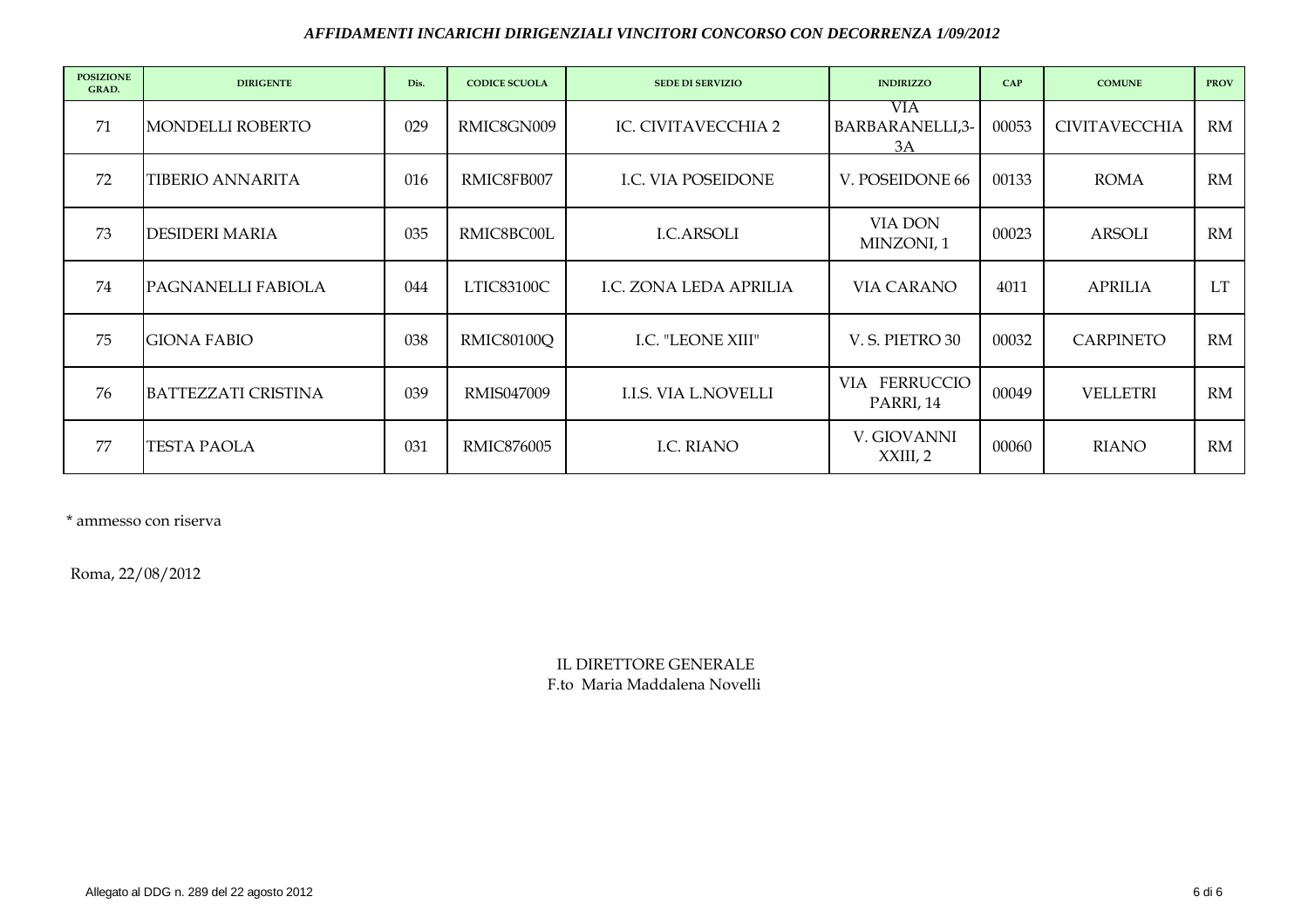*AFFIDAMENTI INCARICHI DIRIGENZIALI VINCITORI CONCORSO CON DECORRENZA 1/09/2012*

| POSIZIONE GRAD. | DIRIGENTE | Dis. | CODICE SCUOLA | SEDE DI SERVIZIO | INDIRIZZO | CAP | COMUNE | PROV |
|---|---|---|---|---|---|---|---|---|
| 71 | MONDELLI ROBERTO | 029 | RMIC8GN009 | IC. CIVITAVECCHIA 2 | VIA BARBARANELLI,3-3A | 00053 | CIVITAVECCHIA | RM |
| 72 | TIBERIO ANNARITA | 016 | RMIC8FB007 | I.C. VIA POSEIDONE | V. POSEIDONE 66 | 00133 | ROMA | RM |
| 73 | DESIDERI MARIA | 035 | RMIC8BC00L | I.C.ARSOLI | VIA DON MINZONI, 1 | 00023 | ARSOLI | RM |
| 74 | PAGNANELLI FABIOLA | 044 | LTIC83100C | I.C. ZONA LEDA APRILIA | VIA CARANO | 4011 | APRILIA | LT |
| 75 | GIONA FABIO | 038 | RMIC80100Q | I.C. "LEONE XIII" | V. S. PIETRO 30 | 00032 | CARPINETO | RM |
| 76 | BATTEZZATI CRISTINA | 039 | RMIS047009 | I.I.S. VIA L.NOVELLI | VIA FERRUCCIO PARRI, 14 | 00049 | VELLETRI | RM |
| 77 | TESTA PAOLA | 031 | RMIC876005 | I.C. RIANO | V. GIOVANNI XXIII, 2 | 00060 | RIANO | RM |

* ammesso con riserva

Roma, 22/08/2012

IL DIRETTORE GENERALE
F.to Maria Maddalena Novelli

Allegato al DDG n. 289 del 22 agosto 2012